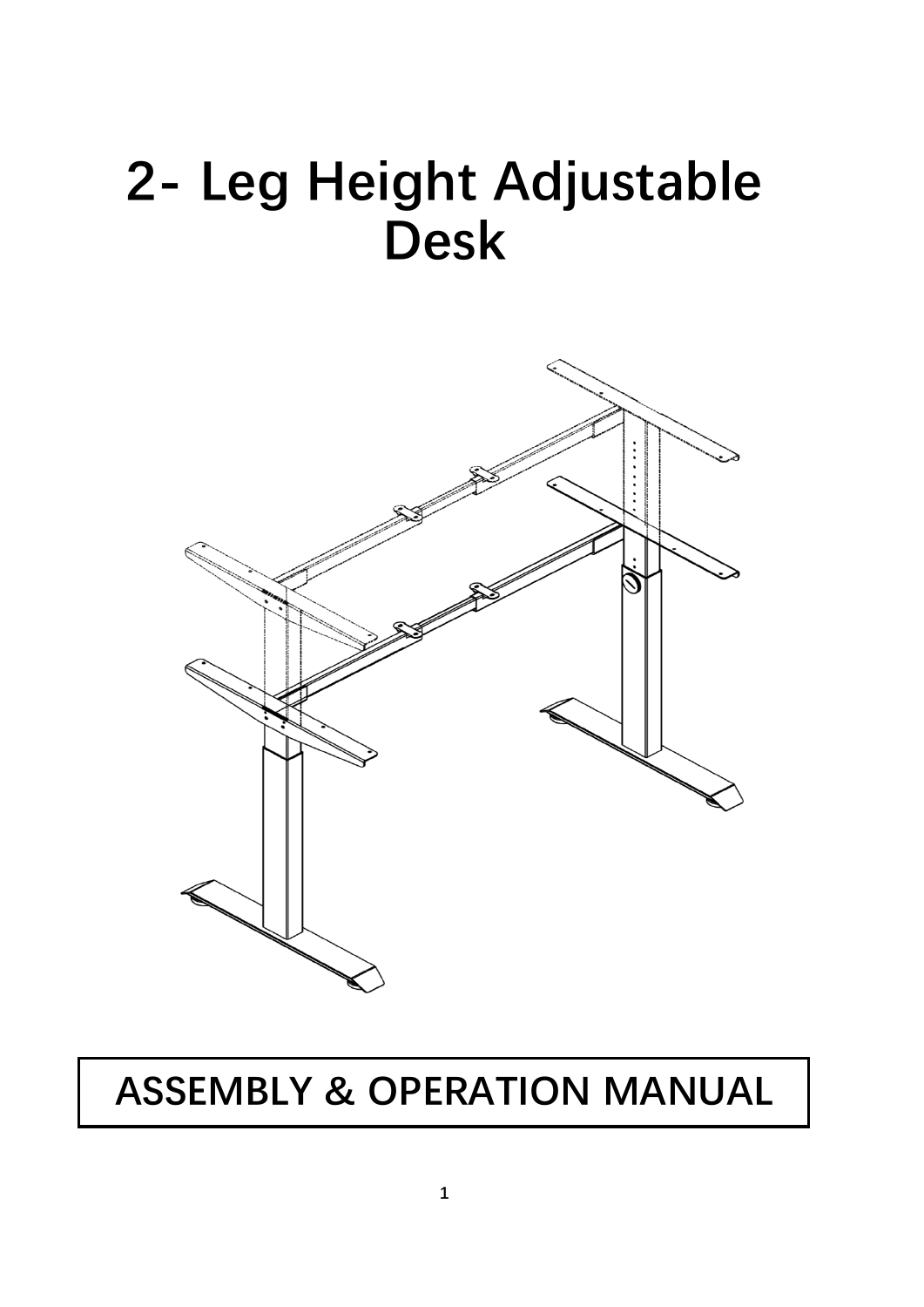# 2- Leg Height Adjustable Desk

## ASSEMBLY & OPERATION MANUAL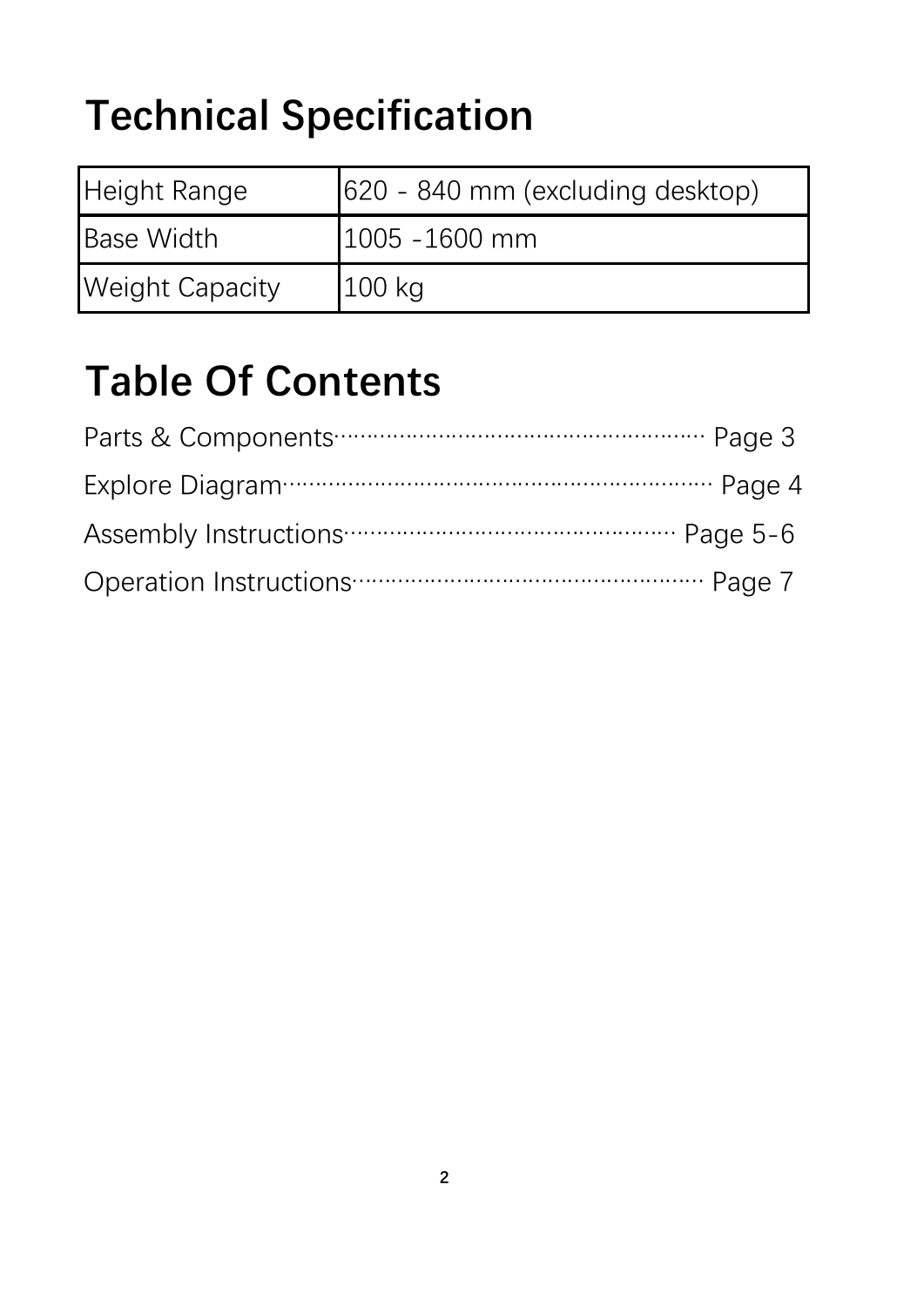# Technical Specification

| Height Range | 620 - 840 mm (excluding desktop) |
|---|---|
| Base Width | 1005 -1600 mm |
| Weight Capacity | 100 kg |

# Table Of Contents

Parts & Components········································· Page 3

Explore Diagram················································ Page 4

Assembly Instructions···································· Page 5-6

Operation Instructions···································· Page 7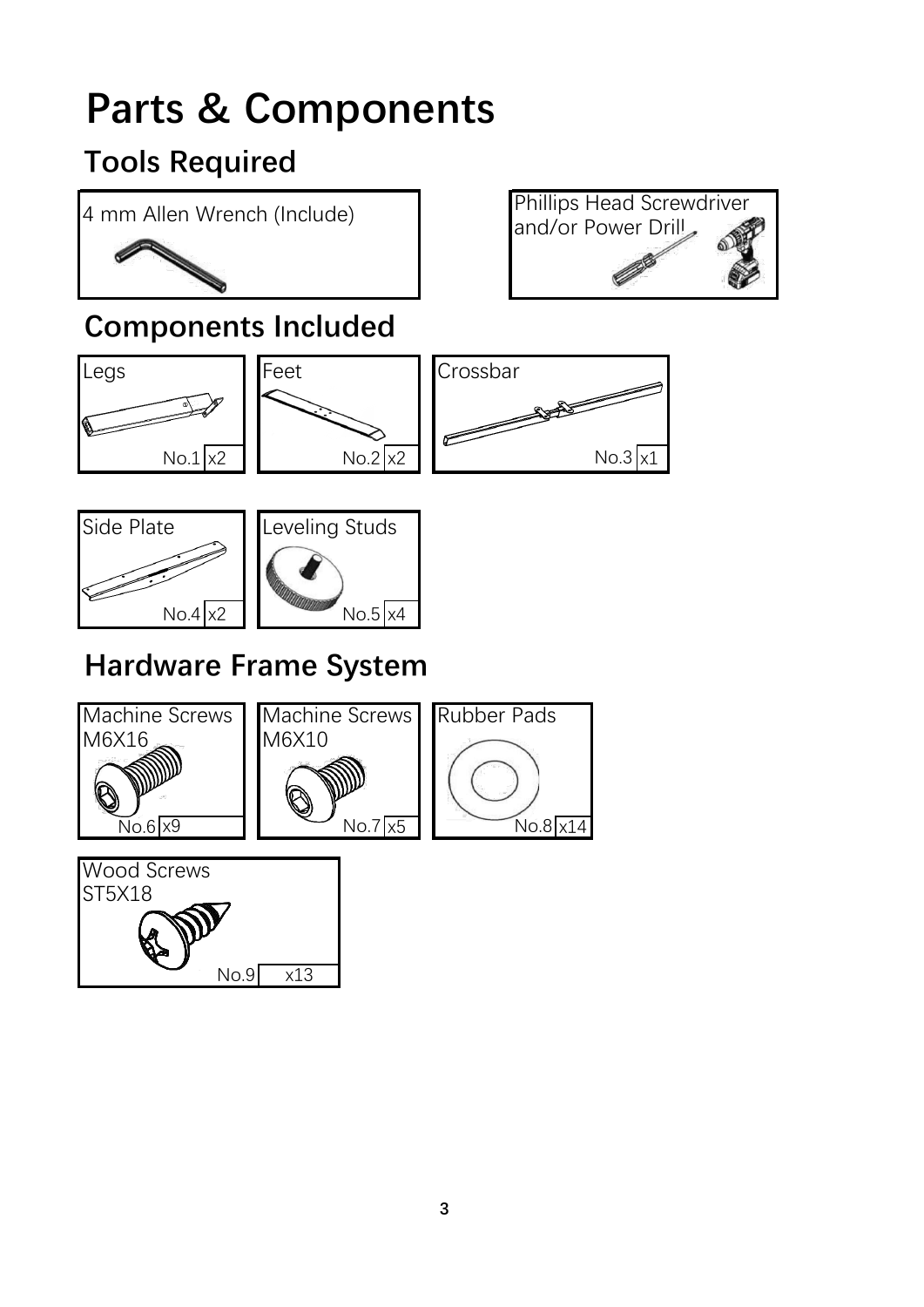# Parts & Components

## Tools Required

4 mm Allen Wrench (Include)

Phillips Head Screwdriver and/or Power Drill

## Components Included

Legs
No.1 x2

Feet
No.2 x2

Crossbar
No.3 x1

Side Plate
No.4 x2

Leveling Studs
No.5 x4

## Hardware Frame System

Machine Screws M6X16
No.6 x9

Machine Screws M6X10
No.7 x5

Rubber Pads
No.8 x14

Wood Screws ST5X18
No.9 x13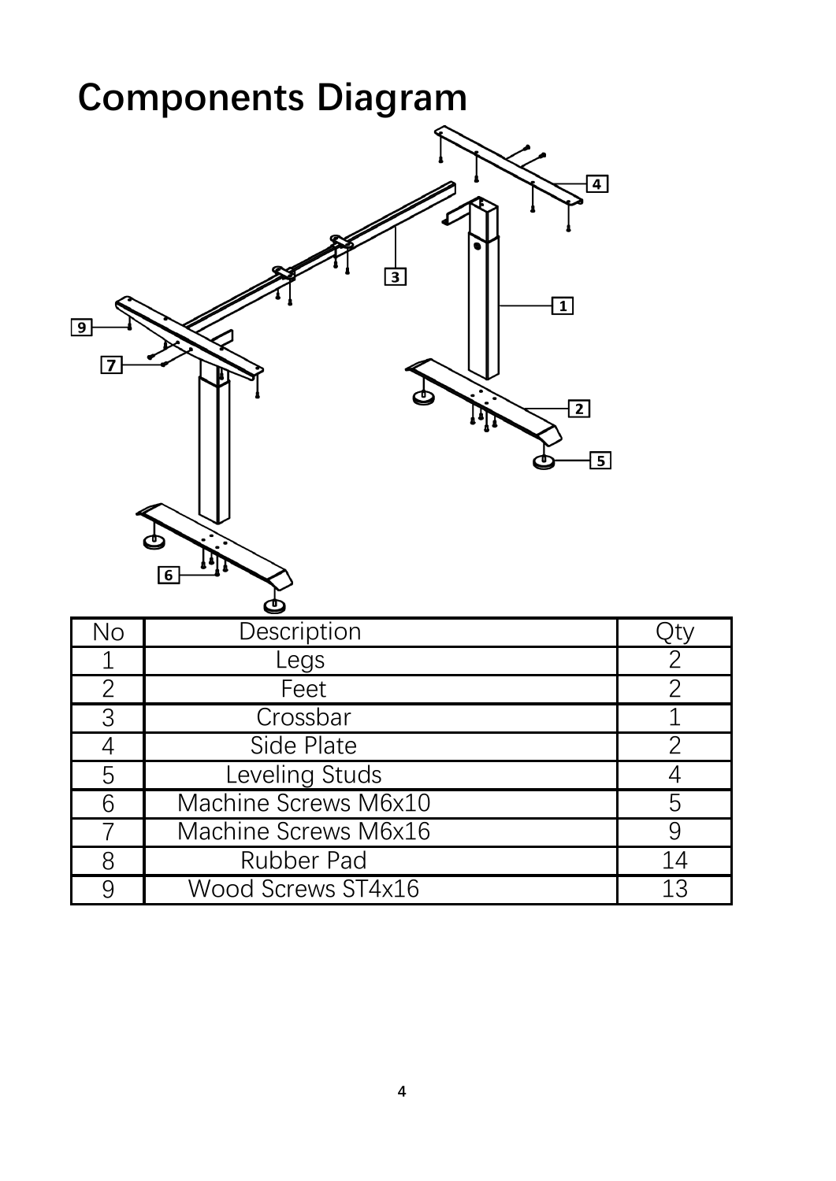# Components Diagram

| No | Description | Qty |
|---|---|---|
| 1 | Legs | 2 |
| 2 | Feet | 2 |
| 3 | Crossbar | 1 |
| 4 | Side Plate | 2 |
| 5 | Leveling Studs | 4 |
| 6 | Machine Screws M6x10 | 5 |
| 7 | Machine Screws M6x16 | 9 |
| 8 | Rubber Pad | 14 |
| 9 | Wood Screws ST4x16 | 13 |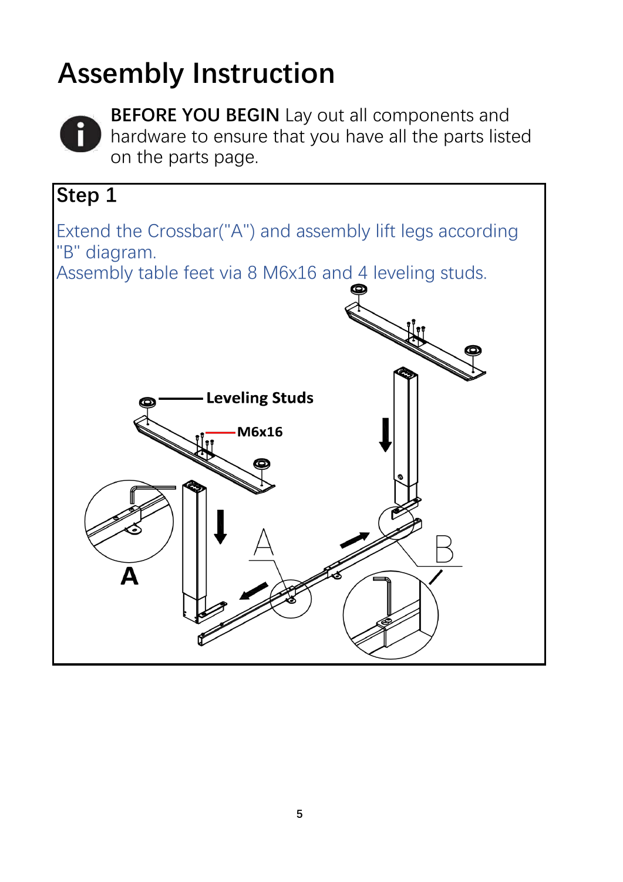# Assembly Instruction

**BEFORE YOU BEGIN** Lay out all components and hardware to ensure that you have all the parts listed on the parts page.

## Step 1

Extend the Crossbar("A") and assembly lift legs according "B" diagram.
Assembly table feet via 8 M6x16 and 4 leveling studs.

Leveling Studs

M6x16

A

A

B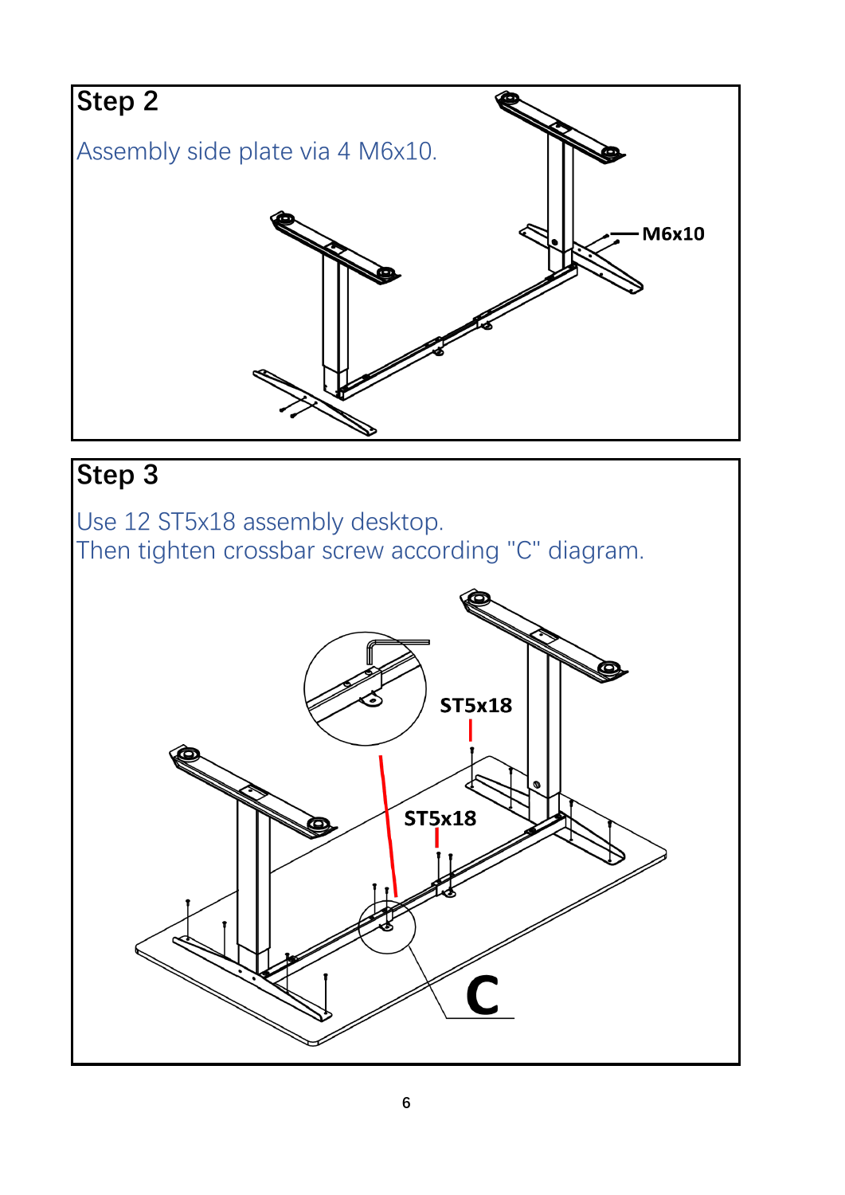## Step 2

Assembly side plate via 4 M6x10.

M6x10

## Step 3

Use 12 ST5x18 assembly desktop.
Then tighten crossbar screw according "C" diagram.

ST5x18

ST5x18

C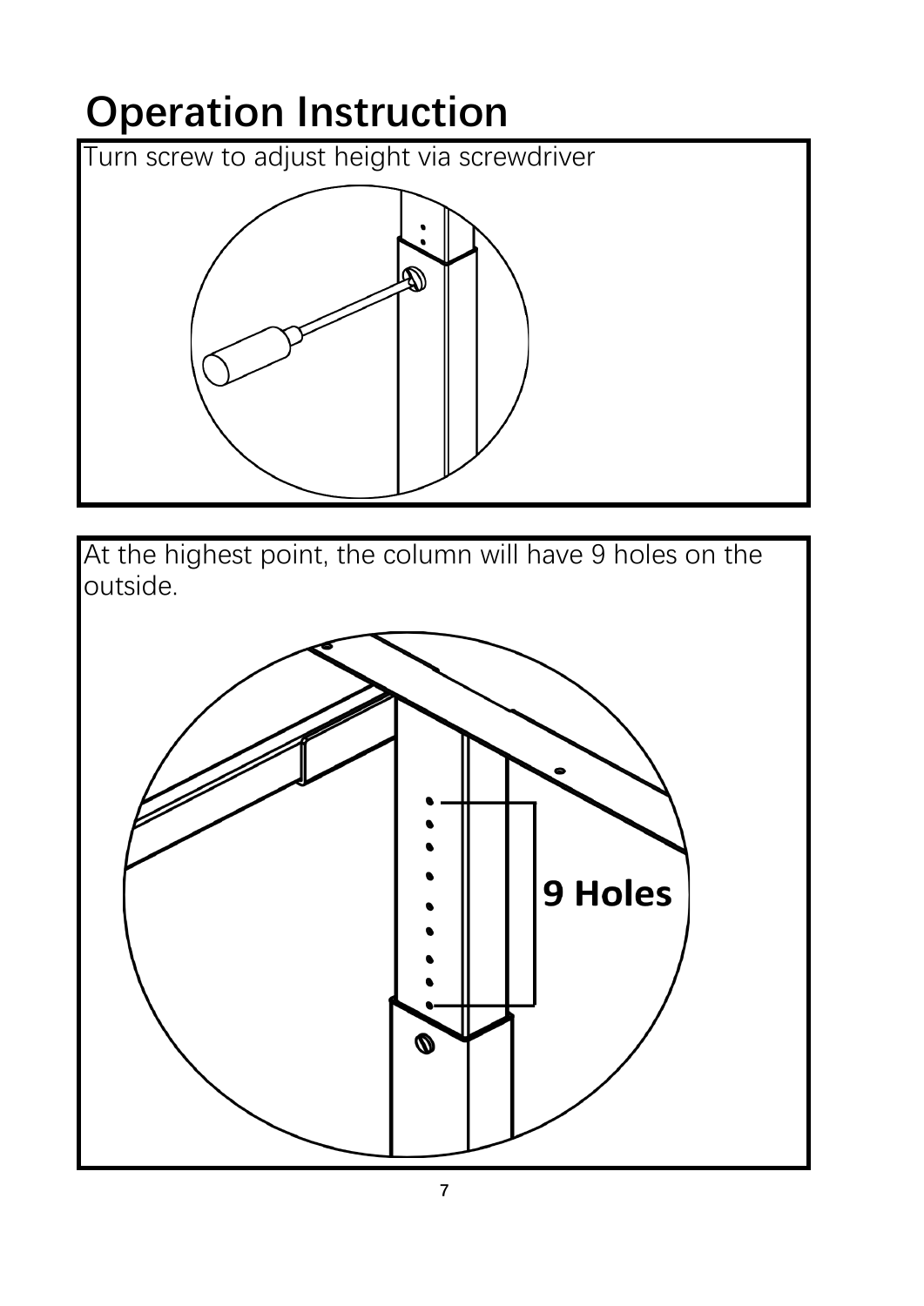# Operation Instruction

Turn screw to adjust height via screwdriver

At the highest point, the column will have 9 holes on the outside.

9 Holes